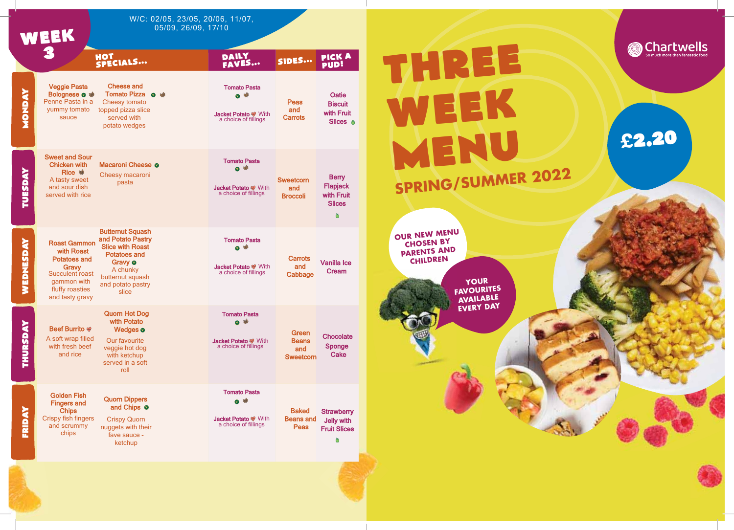# WEEK 3

W/C: 02/05, 23/05, 20/06, 11/07, 05/09, 26/09, 17/10

| | HOT SPECIALS... | | DAILY FAVES... | SIDES... | PICK A PUD! |
|---|---|---|---|---|---|
| MONDAY | **Veggie Pasta Bolognese** Penne Pasta in a yummy tomato sauce | **Cheese and Tomato Pizza** Cheesy tomato topped pizza slice served with potato wedges | **Tomato Pasta** / **Jacket Potato** With a choice of fillings | Peas and Carrots | Oatie Biscuit with Fruit Slices |
| TUESDAY | **Sweet and Sour Chicken with Rice** A tasty sweet and sour dish served with rice | **Macaroni Cheese** Cheesy macaroni pasta | **Tomato Pasta** / **Jacket Potato** With a choice of fillings | Sweetcorn and Broccoli | Berry Flapjack with Fruit Slices |
| WEDNESDAY | **Roast Gammon with Roast Potatoes and Gravy** Succulent roast gammon with fluffy roasties and tasty gravy | **Butternut Squash and Potato Pastry Slice with Roast Potatoes and Gravy** A chunky butternut squash and potato pastry slice | **Tomato Pasta** / **Jacket Potato** With a choice of fillings | Carrots and Cabbage | Vanilla Ice Cream |
| THURSDAY | **Beef Burrito** A soft wrap filled with fresh beef and rice | **Quorn Hot Dog with Potato Wedges** Our favourite veggie hot dog with ketchup served in a soft roll | **Tomato Pasta** / **Jacket Potato** With a choice of fillings | Green Beans and Sweetcorn | Chocolate Sponge Cake |
| FRIDAY | **Golden Fish Fingers and Chips** Crispy fish fingers and scrummy chips | **Quorn Dippers and Chips** Crispy Quorn nuggets with their fave sauce - ketchup | **Tomato Pasta** / **Jacket Potato** With a choice of fillings | Baked Beans and Peas | Strawberry Jelly with Fruit Slices |

# THREE WEEK MENU

## SPRING/SUMMER 2022

Chartwells
So much more than fantastic food

£2.20

OUR NEW MENU CHOSEN BY PARENTS AND CHILDREN

YOUR FAVOURITES AVAILABLE EVERY DAY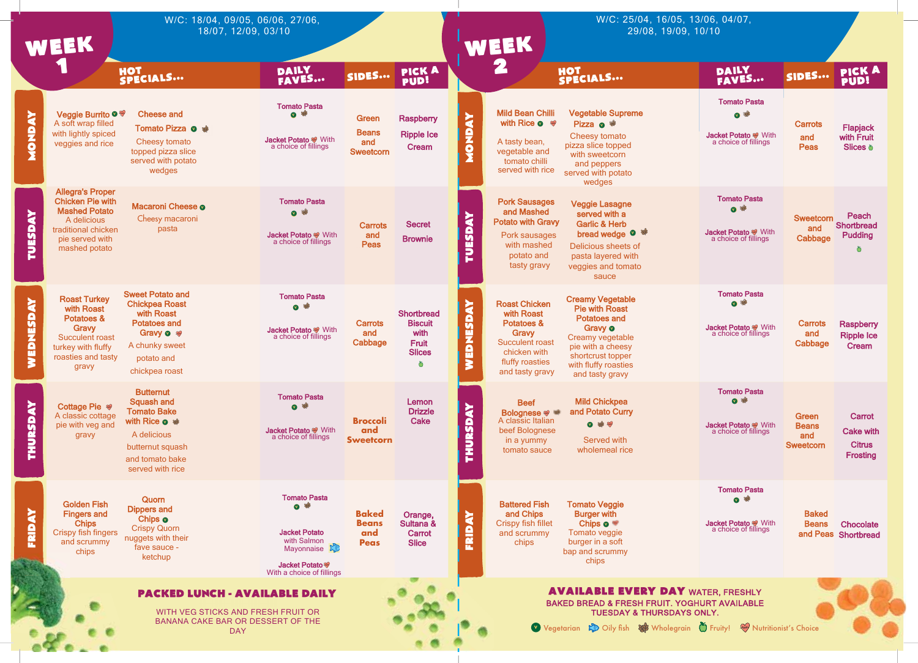# WEEK 1

W/C: 18/04, 09/05, 06/06, 27/06, 18/07, 12/09, 03/10

| | HOT SPECIALS... | | DAILY FAVES... | SIDES... | PICK A PUD! |
|---|---|---|---|---|---|
| MONDAY | **Veggie Burrito** A soft wrap filled with lightly spiced veggies and rice | **Cheese and Tomato Pizza** Cheesy tomato topped pizza slice served with potato wedges | Tomato Pasta<br>Jacket Potato With a choice of fillings | Green Beans and Sweetcorn | Raspberry Ripple Ice Cream |
| TUESDAY | **Allegra's Proper Chicken Pie with Mashed Potato** A delicious traditional chicken pie served with mashed potato | **Macaroni Cheese** Cheesy macaroni pasta | Tomato Pasta<br>Jacket Potato With a choice of fillings | Carrots and Peas | Secret Brownie |
| WEDNESDAY | **Roast Turkey with Roast Potatoes & Gravy** Succulent roast turkey with fluffy roasties and tasty gravy | **Sweet Potato and Chickpea Roast with Roast Potatoes and Gravy** A chunky sweet potato and chickpea roast | Tomato Pasta<br>Jacket Potato With a choice of fillings | Carrots and Cabbage | Shortbread Biscuit with Fruit Slices |
| THURSDAY | **Cottage Pie** A classic cottage pie with veg and gravy | **Butternut Squash and Tomato Bake with Rice** A delicious butternut squash and tomato bake served with rice | Tomato Pasta<br>Jacket Potato With a choice of fillings | Broccoli and Sweetcorn | Lemon Drizzle Cake |
| FRIDAY | **Golden Fish Fingers and Chips** Crispy fish fingers and scrummy chips | **Quorn Dippers and Chips** Crispy Quorn nuggets with their fave sauce - ketchup | Tomato Pasta<br>Jacket Potato with Salmon Mayonnaise<br>Jacket Potato With a choice of fillings | Baked Beans and Peas | Orange, Sultana & Carrot Slice |

**PACKED LUNCH - AVAILABLE DAILY**

WITH VEG STICKS AND FRESH FRUIT OR BANANA CAKE BAR OR DESSERT OF THE DAY

# WEEK 2

W/C: 25/04, 16/05, 13/06, 04/07, 29/08, 19/09, 10/10

| | HOT SPECIALS... | | DAILY FAVES... | SIDES... | PICK A PUD! |
|---|---|---|---|---|---|
| MONDAY | **Mild Bean Chilli with Rice** A tasty bean, vegetable and tomato chilli served with rice | **Vegetable Supreme Pizza** Cheesy tomato pizza slice topped with sweetcorn and peppers served with potato wedges | Tomato Pasta<br>Jacket Potato With a choice of fillings | Carrots and Peas | Flapjack with Fruit Slices |
| TUESDAY | **Pork Sausages and Mashed Potato with Gravy** Pork sausages with mashed potato and tasty gravy | **Veggie Lasagne served with a Garlic & Herb bread wedge** Delicious sheets of pasta layered with veggies and tomato sauce | Tomato Pasta<br>Jacket Potato With a choice of fillings | Sweetcorn and Cabbage | Peach Shortbread Pudding |
| WEDNESDAY | **Roast Chicken with Roast Potatoes & Gravy** Succulent roast chicken with fluffy roasties and tasty gravy | **Creamy Vegetable Pie with Roast Potatoes and Gravy** Creamy vegetable pie with a cheesy shortcrust topper with fluffy roasties and tasty gravy | Tomato Pasta<br>Jacket Potato With a choice of fillings | Carrots and Cabbage | Raspberry Ripple Ice Cream |
| THURSDAY | **Beef Bolognese** A classic Italian beef Bolognese in a yummy tomato sauce | **Mild Chickpea and Potato Curry** Served with wholemeal rice | Tomato Pasta<br>Jacket Potato With a choice of fillings | Green Beans and Sweetcorn | Carrot Cake with Citrus Frosting |
| FRIDAY | **Battered Fish and Chips** Crispy fish fillet and scrummy chips | **Tomato Veggie Burger with Chips** Tomato veggie burger in a soft bap and scrummy chips | Tomato Pasta<br>Jacket Potato With a choice of fillings | Baked Beans and Peas | Chocolate Shortbread |

**AVAILABLE EVERY DAY** WATER, FRESHLY BAKED BREAD & FRESH FRUIT. YOGHURT AVAILABLE TUESDAY & THURSDAYS ONLY.

Key: Vegetarian · Oily fish · Wholegrain · Fruity! · Nutritionist's Choice